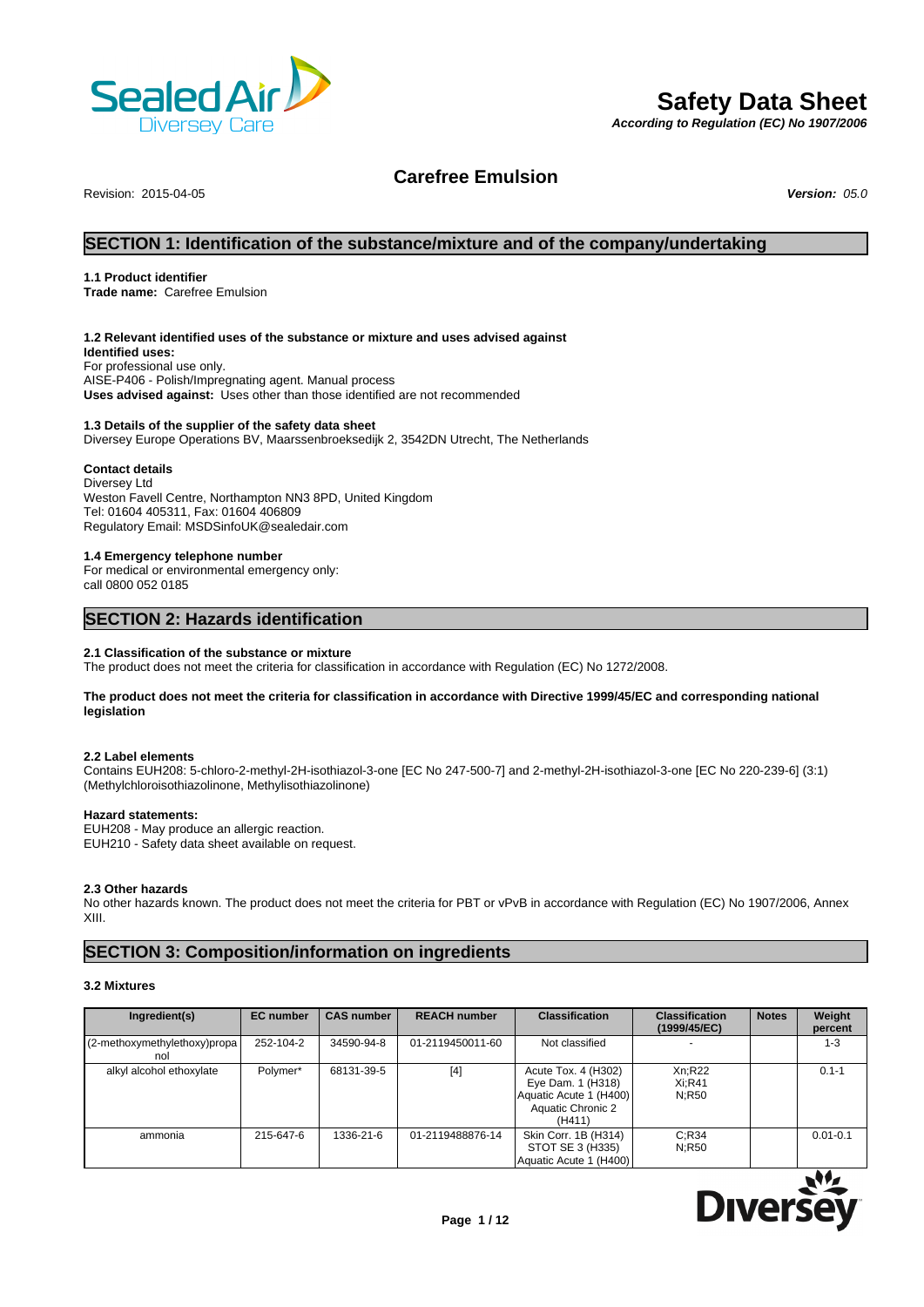# Safety Data Sheet

*According to Regulation (EC) No 1907/2006*

## Carefree Emulsion

Revision: 2015-04-05 ***Version:*** *05.0*

## SECTION 1: Identification of the substance/mixture and of the company/undertaking

### 1.1 Product identifier

**Trade name:** Carefree Emulsion

### 1.2 Relevant identified uses of the substance or mixture and uses advised against

**Identified uses:**
For professional use only.
AISE-P406 - Polish/Impregnating agent. Manual process
**Uses advised against:** Uses other than those identified are not recommended

### 1.3 Details of the supplier of the safety data sheet

Diversey Europe Operations BV, Maarssenbroeksedijk 2, 3542DN Utrecht, The Netherlands

**Contact details**
Diversey Ltd
Weston Favell Centre, Northampton NN3 8PD, United Kingdom
Tel: 01604 405311, Fax: 01604 406809
Regulatory Email: MSDSinfoUK@sealedair.com

### 1.4 Emergency telephone number

For medical or environmental emergency only:
call 0800 052 0185

## SECTION 2: Hazards identification

### 2.1 Classification of the substance or mixture

The product does not meet the criteria for classification in accordance with Regulation (EC) No 1272/2008.

**The product does not meet the criteria for classification in accordance with Directive 1999/45/EC and corresponding national legislation**

### 2.2 Label elements

Contains EUH208: 5-chloro-2-methyl-2H-isothiazol-3-one [EC No 247-500-7] and 2-methyl-2H-isothiazol-3-one [EC No 220-239-6] (3:1) (Methylchloroisothiazolinone, Methylisothiazolinone)

**Hazard statements:**
EUH208 - May produce an allergic reaction.
EUH210 - Safety data sheet available on request.

### 2.3 Other hazards

No other hazards known. The product does not meet the criteria for PBT or vPvB in accordance with Regulation (EC) No 1907/2006, Annex XIII.

## SECTION 3: Composition/information on ingredients

### 3.2 Mixtures

| Ingredient(s) | EC number | CAS number | REACH number | Classification | Classification (1999/45/EC) | Notes | Weight percent |
|---|---|---|---|---|---|---|---|
| (2-methoxymethylethoxy)propanol | 252-104-2 | 34590-94-8 | 01-2119450011-60 | Not classified | - | | 1-3 |
| alkyl alcohol ethoxylate | Polymer* | 68131-39-5 | [4] | Acute Tox. 4 (H302) Eye Dam. 1 (H318) Aquatic Acute 1 (H400) Aquatic Chronic 2 (H411) | Xn;R22 Xi;R41 N;R50 | | 0.1-1 |
| ammonia | 215-647-6 | 1336-21-6 | 01-2119488876-14 | Skin Corr. 1B (H314) STOT SE 3 (H335) Aquatic Acute 1 (H400) | C;R34 N;R50 | | 0.01-0.1 |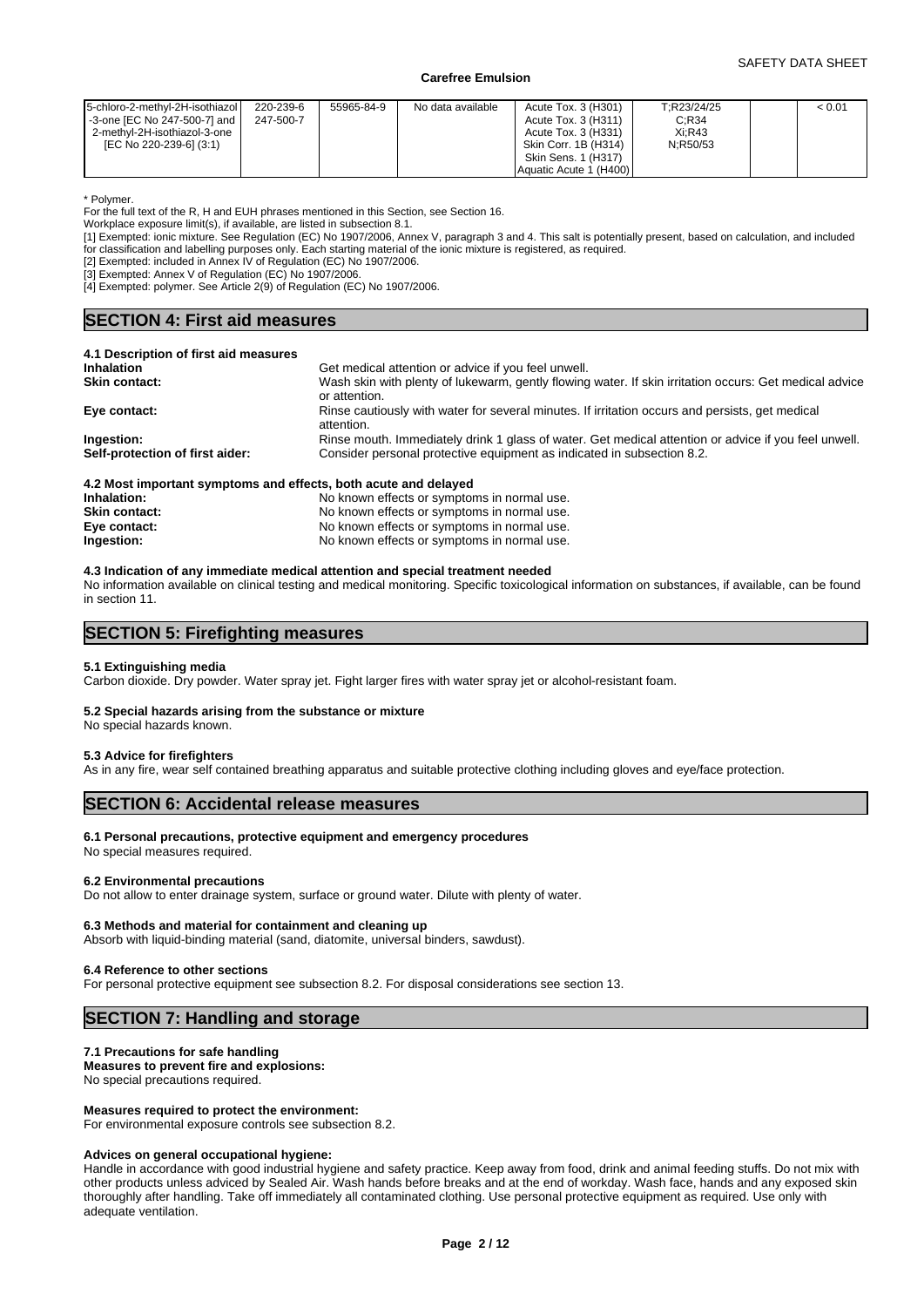| | | | | | | | |
|---|---|---|---|---|---|---|---|
| 5-chloro-2-methyl-2H-isothiazol-3-one [EC No 247-500-7] and 2-methyl-2H-isothiazol-3-one [EC No 220-239-6] (3:1) | 220-239-6 247-500-7 | 55965-84-9 | No data available | Acute Tox. 3 (H301) Acute Tox. 3 (H311) Acute Tox. 3 (H331) Skin Corr. 1B (H314) Skin Sens. 1 (H317) Aquatic Acute 1 (H400) | T;R23/24/25 C;R34 Xi;R43 N;R50/53 | | < 0.01 |

* Polymer.
For the full text of the R, H and EUH phrases mentioned in this Section, see Section 16.
Workplace exposure limit(s), if available, are listed in subsection 8.1.
[1] Exempted: ionic mixture. See Regulation (EC) No 1907/2006, Annex V, paragraph 3 and 4. This salt is potentially present, based on calculation, and included for classification and labelling purposes only. Each starting material of the ionic mixture is registered, as required.
[2] Exempted: included in Annex IV of Regulation (EC) No 1907/2006.
[3] Exempted: Annex V of Regulation (EC) No 1907/2006.
[4] Exempted: polymer. See Article 2(9) of Regulation (EC) No 1907/2006.

## SECTION 4: First aid measures

### 4.1 Description of first aid measures

**Inhalation**: Get medical attention or advice if you feel unwell.

**Skin contact:** Wash skin with plenty of lukewarm, gently flowing water. If skin irritation occurs: Get medical advice or attention.

**Eye contact:** Rinse cautiously with water for several minutes. If irritation occurs and persists, get medical attention.

**Ingestion:** Rinse mouth. Immediately drink 1 glass of water. Get medical attention or advice if you feel unwell.

**Self-protection of first aider:** Consider personal protective equipment as indicated in subsection 8.2.

### 4.2 Most important symptoms and effects, both acute and delayed

**Inhalation:** No known effects or symptoms in normal use.

**Skin contact:** No known effects or symptoms in normal use.

**Eye contact:** No known effects or symptoms in normal use.

**Ingestion:** No known effects or symptoms in normal use.

### 4.3 Indication of any immediate medical attention and special treatment needed

No information available on clinical testing and medical monitoring. Specific toxicological information on substances, if available, can be found in section 11.

## SECTION 5: Firefighting measures

### 5.1 Extinguishing media

Carbon dioxide. Dry powder. Water spray jet. Fight larger fires with water spray jet or alcohol-resistant foam.

### 5.2 Special hazards arising from the substance or mixture

No special hazards known.

### 5.3 Advice for firefighters

As in any fire, wear self contained breathing apparatus and suitable protective clothing including gloves and eye/face protection.

## SECTION 6: Accidental release measures

### 6.1 Personal precautions, protective equipment and emergency procedures

No special measures required.

### 6.2 Environmental precautions

Do not allow to enter drainage system, surface or ground water. Dilute with plenty of water.

### 6.3 Methods and material for containment and cleaning up

Absorb with liquid-binding material (sand, diatomite, universal binders, sawdust).

### 6.4 Reference to other sections

For personal protective equipment see subsection 8.2. For disposal considerations see section 13.

## SECTION 7: Handling and storage

### 7.1 Precautions for safe handling

**Measures to prevent fire and explosions:**
No special precautions required.

**Measures required to protect the environment:**
For environmental exposure controls see subsection 8.2.

**Advices on general occupational hygiene:**
Handle in accordance with good industrial hygiene and safety practice. Keep away from food, drink and animal feeding stuffs. Do not mix with other products unless adviced by Sealed Air. Wash hands before breaks and at the end of workday. Wash face, hands and any exposed skin thoroughly after handling. Take off immediately all contaminated clothing. Use personal protective equipment as required. Use only with adequate ventilation.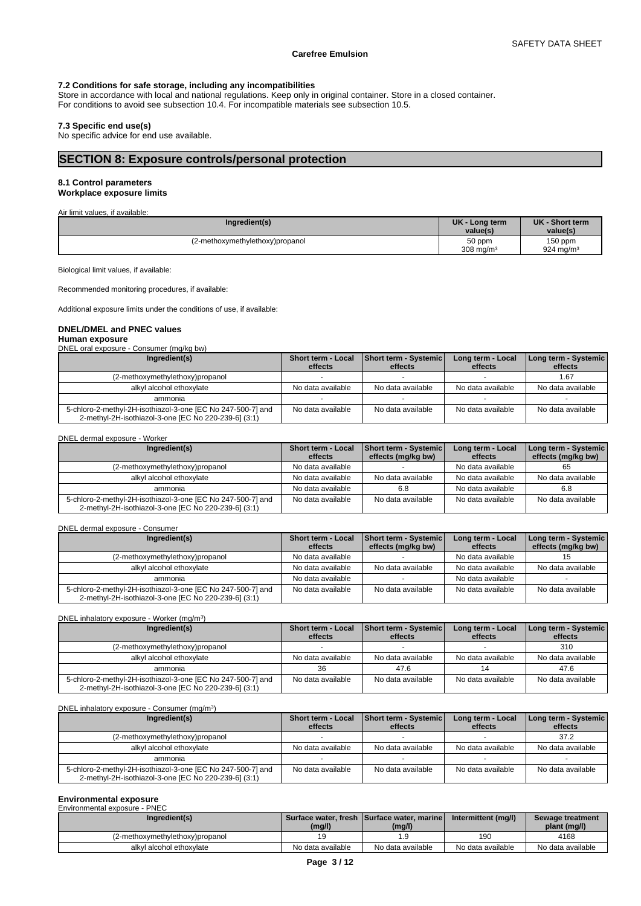### 7.2 Conditions for safe storage, including any incompatibilities

Store in accordance with local and national regulations. Keep only in original container. Store in a closed container. For conditions to avoid see subsection 10.4. For incompatible materials see subsection 10.5.

### 7.3 Specific end use(s)

No specific advice for end use available.

## SECTION 8: Exposure controls/personal protection

### 8.1 Control parameters

**Workplace exposure limits**

Air limit values, if available:

| Ingredient(s) | UK - Long term value(s) | UK - Short term value(s) |
|---|---|---|
| (2-methoxymethylethoxy)propanol | 50 ppm<br>308 $mg/m^3$ | 150 ppm<br>924 $mg/m^3$ |

Biological limit values, if available:

Recommended monitoring procedures, if available:

Additional exposure limits under the conditions of use, if available:

**DNEL/DMEL and PNEC values**

**Human exposure**

DNEL oral exposure - Consumer (mg/kg bw)

| Ingredient(s) | Short term - Local effects | Short term - Systemic effects | Long term - Local effects | Long term - Systemic effects |
|---|---|---|---|---|
| (2-methoxymethylethoxy)propanol | - | - | - | 1.67 |
| alkyl alcohol ethoxylate | No data available | No data available | No data available | No data available |
| ammonia | - | - | - | - |
| 5-chloro-2-methyl-2H-isothiazol-3-one [EC No 247-500-7] and 2-methyl-2H-isothiazol-3-one [EC No 220-239-6] (3:1) | No data available | No data available | No data available | No data available |

DNEL dermal exposure - Worker

| Ingredient(s) | Short term - Local effects | Short term - Systemic effects (mg/kg bw) | Long term - Local effects | Long term - Systemic effects (mg/kg bw) |
|---|---|---|---|---|
| (2-methoxymethylethoxy)propanol | No data available | - | No data available | 65 |
| alkyl alcohol ethoxylate | No data available | No data available | No data available | No data available |
| ammonia | No data available | 6.8 | No data available | 6.8 |
| 5-chloro-2-methyl-2H-isothiazol-3-one [EC No 247-500-7] and 2-methyl-2H-isothiazol-3-one [EC No 220-239-6] (3:1) | No data available | No data available | No data available | No data available |

DNEL dermal exposure - Consumer

| Ingredient(s) | Short term - Local effects | Short term - Systemic effects (mg/kg bw) | Long term - Local effects | Long term - Systemic effects (mg/kg bw) |
|---|---|---|---|---|
| (2-methoxymethylethoxy)propanol | No data available | - | No data available | 15 |
| alkyl alcohol ethoxylate | No data available | No data available | No data available | No data available |
| ammonia | No data available | - | No data available | - |
| 5-chloro-2-methyl-2H-isothiazol-3-one [EC No 247-500-7] and 2-methyl-2H-isothiazol-3-one [EC No 220-239-6] (3:1) | No data available | No data available | No data available | No data available |

DNEL inhalatory exposure - Worker ($mg/m^3$)

| Ingredient(s) | Short term - Local effects | Short term - Systemic effects | Long term - Local effects | Long term - Systemic effects |
|---|---|---|---|---|
| (2-methoxymethylethoxy)propanol | - | - | - | 310 |
| alkyl alcohol ethoxylate | No data available | No data available | No data available | No data available |
| ammonia | 36 | 47.6 | 14 | 47.6 |
| 5-chloro-2-methyl-2H-isothiazol-3-one [EC No 247-500-7] and 2-methyl-2H-isothiazol-3-one [EC No 220-239-6] (3:1) | No data available | No data available | No data available | No data available |

DNEL inhalatory exposure - Consumer ($mg/m^3$)

| Ingredient(s) | Short term - Local effects | Short term - Systemic effects | Long term - Local effects | Long term - Systemic effects |
|---|---|---|---|---|
| (2-methoxymethylethoxy)propanol | - | - | - | 37.2 |
| alkyl alcohol ethoxylate | No data available | No data available | No data available | No data available |
| ammonia | - | - | - | - |
| 5-chloro-2-methyl-2H-isothiazol-3-one [EC No 247-500-7] and 2-methyl-2H-isothiazol-3-one [EC No 220-239-6] (3:1) | No data available | No data available | No data available | No data available |

**Environmental exposure**

Environmental exposure - PNEC

| Ingredient(s) | Surface water, fresh (mg/l) | Surface water, marine (mg/l) | Intermittent (mg/l) | Sewage treatment plant (mg/l) |
|---|---|---|---|---|
| (2-methoxymethylethoxy)propanol | 19 | 1.9 | 190 | 4168 |
| alkyl alcohol ethoxylate | No data available | No data available | No data available | No data available |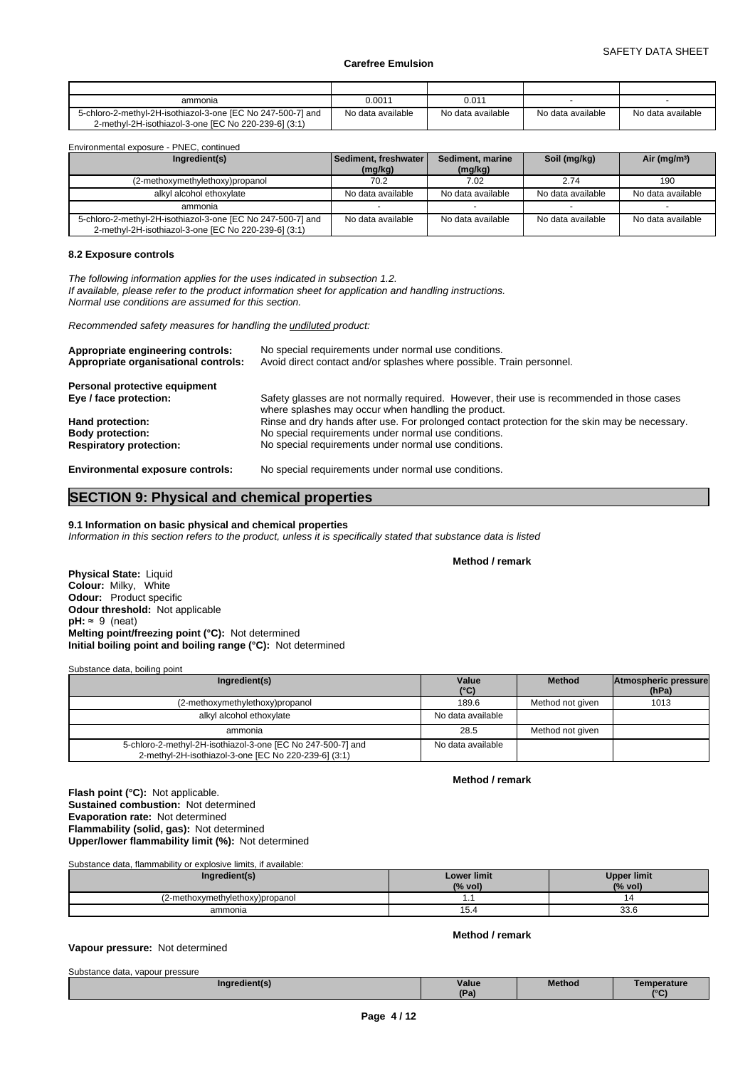| | | | | |
|---|---|---|---|---|
| ammonia | 0.0011 | 0.011 | - | - |
| 5-chloro-2-methyl-2H-isothiazol-3-one [EC No 247-500-7] and 2-methyl-2H-isothiazol-3-one [EC No 220-239-6] (3:1) | No data available | No data available | No data available | No data available |

Environmental exposure - PNEC, continued

| Ingredient(s) | Sediment, freshwater (mg/kg) | Sediment, marine (mg/kg) | Soil (mg/kg) | Air (mg/m³) |
|---|---|---|---|---|
| (2-methoxymethylethoxy)propanol | 70.2 | 7.02 | 2.74 | 190 |
| alkyl alcohol ethoxylate | No data available | No data available | No data available | No data available |
| ammonia | - | - | - | - |
| 5-chloro-2-methyl-2H-isothiazol-3-one [EC No 247-500-7] and 2-methyl-2H-isothiazol-3-one [EC No 220-239-6] (3:1) | No data available | No data available | No data available | No data available |

### 8.2 Exposure controls

*The following information applies for the uses indicated in subsection 1.2.*
*If available, please refer to the product information sheet for application and handling instructions.*
*Normal use conditions are assumed for this section.*

*Recommended safety measures for handling the undiluted product:*

**Appropriate engineering controls:** No special requirements under normal use conditions.
**Appropriate organisational controls:** Avoid direct contact and/or splashes where possible. Train personnel.

**Personal protective equipment**
**Eye / face protection:** Safety glasses are not normally required. However, their use is recommended in those cases where splashes may occur when handling the product.
**Hand protection:** Rinse and dry hands after use. For prolonged contact protection for the skin may be necessary.
**Body protection:** No special requirements under normal use conditions.
**Respiratory protection:** No special requirements under normal use conditions.

**Environmental exposure controls:** No special requirements under normal use conditions.

## SECTION 9: Physical and chemical properties

### 9.1 Information on basic physical and chemical properties

*Information in this section refers to the product, unless it is specifically stated that substance data is listed*

**Method / remark**

**Physical State:** Liquid
**Colour:** Milky, White
**Odour:** Product specific
**Odour threshold:** Not applicable
**pH:** ≈ 9 (neat)
**Melting point/freezing point (°C):** Not determined
**Initial boiling point and boiling range (°C):** Not determined

Substance data, boiling point

| Ingredient(s) | Value (°C) | Method | Atmospheric pressure (hPa) |
|---|---|---|---|
| (2-methoxymethylethoxy)propanol | 189.6 | Method not given | 1013 |
| alkyl alcohol ethoxylate | No data available | | |
| ammonia | 28.5 | Method not given | |
| 5-chloro-2-methyl-2H-isothiazol-3-one [EC No 247-500-7] and 2-methyl-2H-isothiazol-3-one [EC No 220-239-6] (3:1) | No data available | | |

**Method / remark**

**Flash point (°C):** Not applicable.
**Sustained combustion:** Not determined
**Evaporation rate:** Not determined
**Flammability (solid, gas):** Not determined
**Upper/lower flammability limit (%):** Not determined

Substance data, flammability or explosive limits, if available:

| Ingredient(s) | Lower limit (% vol) | Upper limit (% vol) |
|---|---|---|
| (2-methoxymethylethoxy)propanol | 1.1 | 14 |
| ammonia | 15.4 | 33.6 |

**Method / remark**

**Vapour pressure:** Not determined

Substance data, vapour pressure

| Ingredient(s) | Value (Pa) | Method | Temperature (°C) |
|---|---|---|---|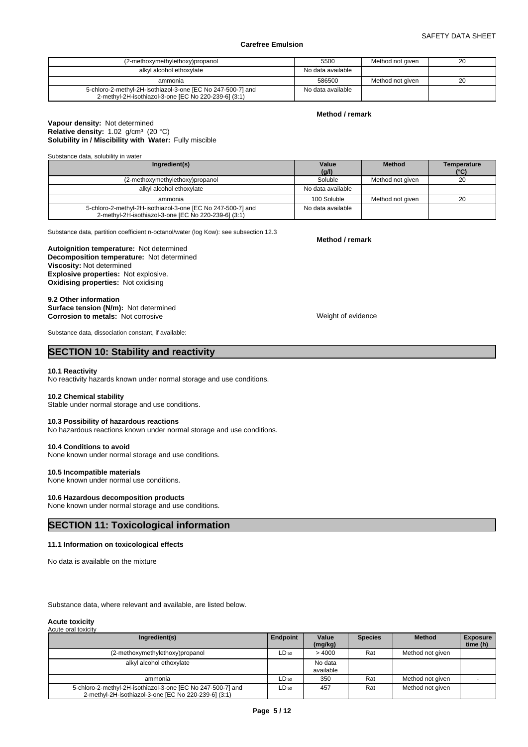| (2-methoxymethylethoxy)propanol | 5500 | Method not given | 20 |
|---|---|---|---|
| alkyl alcohol ethoxylate | No data available | | |
| ammonia | 586500 | Method not given | 20 |
| 5-chloro-2-methyl-2H-isothiazol-3-one [EC No 247-500-7] and 2-methyl-2H-isothiazol-3-one [EC No 220-239-6] (3:1) | No data available | | |

**Method / remark**

**Vapour density:** Not determined
**Relative density:** 1.02 g/cm³ (20 °C)
**Solubility in / Miscibility with Water:** Fully miscible

Substance data, solubility in water

| Ingredient(s) | Value (g/l) | Method | Temperature (°C) |
|---|---|---|---|
| (2-methoxymethylethoxy)propanol | Soluble | Method not given | 20 |
| alkyl alcohol ethoxylate | No data available | | |
| ammonia | 100 Soluble | Method not given | 20 |
| 5-chloro-2-methyl-2H-isothiazol-3-one [EC No 247-500-7] and 2-methyl-2H-isothiazol-3-one [EC No 220-239-6] (3:1) | No data available | | |

Substance data, partition coefficient n-octanol/water (log Kow): see subsection 12.3

**Method / remark**

**Autoignition temperature:** Not determined
**Decomposition temperature:** Not determined
**Viscosity:** Not determined
**Explosive properties:** Not explosive.
**Oxidising properties:** Not oxidising

**9.2 Other information**
**Surface tension (N/m):** Not determined
**Corrosion to metals:** Not corrosive — Weight of evidence

Substance data, dissociation constant, if available:

## SECTION 10: Stability and reactivity

**10.1 Reactivity**
No reactivity hazards known under normal storage and use conditions.

**10.2 Chemical stability**
Stable under normal storage and use conditions.

**10.3 Possibility of hazardous reactions**
No hazardous reactions known under normal storage and use conditions.

**10.4 Conditions to avoid**
None known under normal storage and use conditions.

**10.5 Incompatible materials**
None known under normal use conditions.

**10.6 Hazardous decomposition products**
None known under normal storage and use conditions.

## SECTION 11: Toxicological information

**11.1 Information on toxicological effects**

No data is available on the mixture

Substance data, where relevant and available, are listed below.

**Acute toxicity**
Acute oral toxicity

| Ingredient(s) | Endpoint | Value (mg/kg) | Species | Method | Exposure time (h) |
|---|---|---|---|---|---|
| (2-methoxymethylethoxy)propanol | $LD_{50}$ | > 4000 | Rat | Method not given | |
| alkyl alcohol ethoxylate | | No data available | | | |
| ammonia | $LD_{50}$ | 350 | Rat | Method not given | - |
| 5-chloro-2-methyl-2H-isothiazol-3-one [EC No 247-500-7] and 2-methyl-2H-isothiazol-3-one [EC No 220-239-6] (3:1) | $LD_{50}$ | 457 | Rat | Method not given | |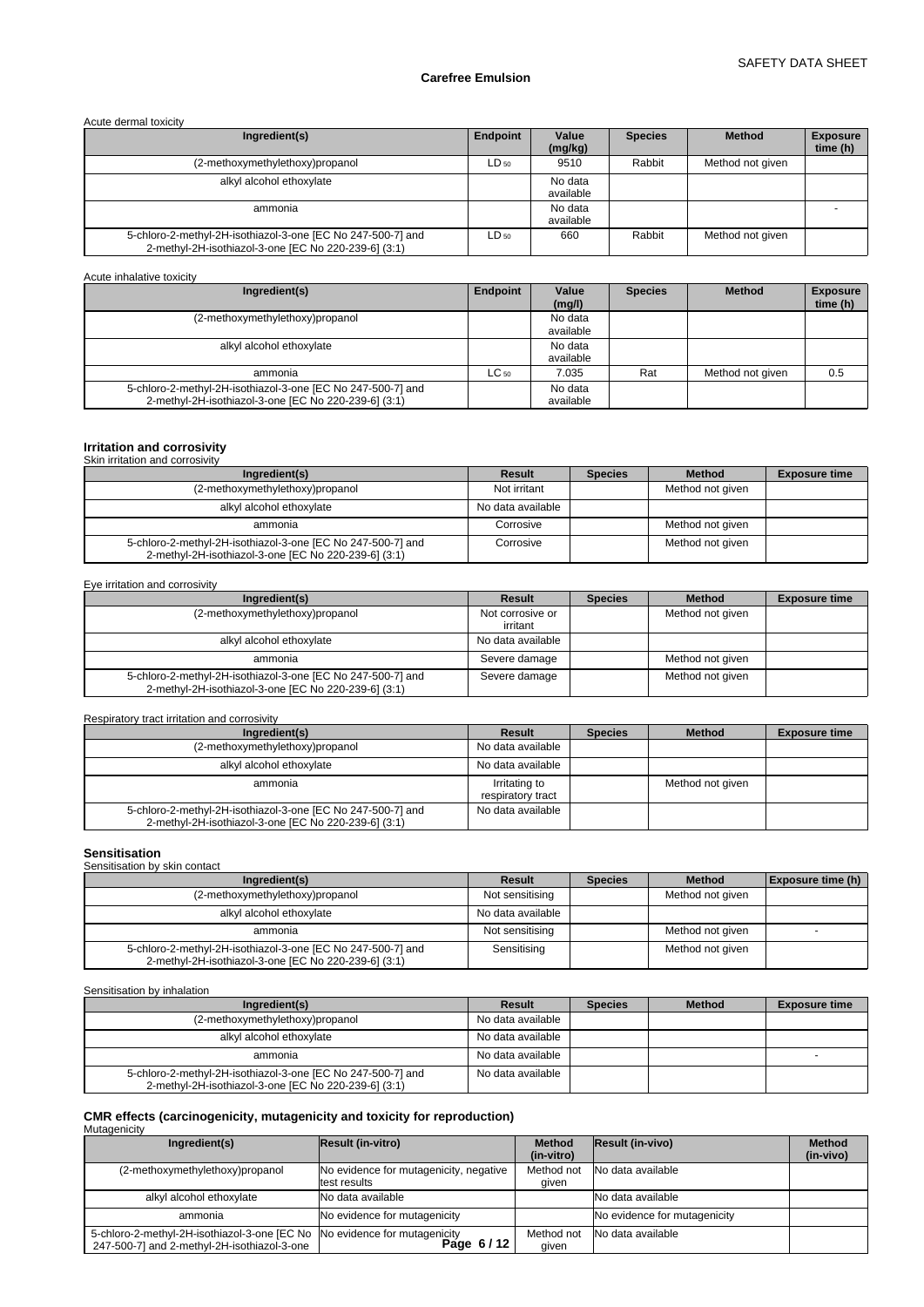Acute dermal toxicity

| Ingredient(s) | Endpoint | Value (mg/kg) | Species | Method | Exposure time (h) |
|---|---|---|---|---|---|
| (2-methoxymethylethoxy)propanol | $LD_{50}$ | 9510 | Rabbit | Method not given | |
| alkyl alcohol ethoxylate | | No data available | | | |
| ammonia | | No data available | | | - |
| 5-chloro-2-methyl-2H-isothiazol-3-one [EC No 247-500-7] and 2-methyl-2H-isothiazol-3-one [EC No 220-239-6] (3:1) | $LD_{50}$ | 660 | Rabbit | Method not given | |

Acute inhalative toxicity

| Ingredient(s) | Endpoint | Value (mg/l) | Species | Method | Exposure time (h) |
|---|---|---|---|---|---|
| (2-methoxymethylethoxy)propanol | | No data available | | | |
| alkyl alcohol ethoxylate | | No data available | | | |
| ammonia | $LC_{50}$ | 7.035 | Rat | Method not given | 0.5 |
| 5-chloro-2-methyl-2H-isothiazol-3-one [EC No 247-500-7] and 2-methyl-2H-isothiazol-3-one [EC No 220-239-6] (3:1) | | No data available | | | |

### Irritation and corrosivity

Skin irritation and corrosivity

| Ingredient(s) | Result | Species | Method | Exposure time |
|---|---|---|---|---|
| (2-methoxymethylethoxy)propanol | Not irritant | | Method not given | |
| alkyl alcohol ethoxylate | No data available | | | |
| ammonia | Corrosive | | Method not given | |
| 5-chloro-2-methyl-2H-isothiazol-3-one [EC No 247-500-7] and 2-methyl-2H-isothiazol-3-one [EC No 220-239-6] (3:1) | Corrosive | | Method not given | |

Eye irritation and corrosivity

| Ingredient(s) | Result | Species | Method | Exposure time |
|---|---|---|---|---|
| (2-methoxymethylethoxy)propanol | Not corrosive or irritant | | Method not given | |
| alkyl alcohol ethoxylate | No data available | | | |
| ammonia | Severe damage | | Method not given | |
| 5-chloro-2-methyl-2H-isothiazol-3-one [EC No 247-500-7] and 2-methyl-2H-isothiazol-3-one [EC No 220-239-6] (3:1) | Severe damage | | Method not given | |

Respiratory tract irritation and corrosivity

| Ingredient(s) | Result | Species | Method | Exposure time |
|---|---|---|---|---|
| (2-methoxymethylethoxy)propanol | No data available | | | |
| alkyl alcohol ethoxylate | No data available | | | |
| ammonia | Irritating to respiratory tract | | Method not given | |
| 5-chloro-2-methyl-2H-isothiazol-3-one [EC No 247-500-7] and 2-methyl-2H-isothiazol-3-one [EC No 220-239-6] (3:1) | No data available | | | |

### Sensitisation

Sensitisation by skin contact

| Ingredient(s) | Result | Species | Method | Exposure time (h) |
|---|---|---|---|---|
| (2-methoxymethylethoxy)propanol | Not sensitising | | Method not given | |
| alkyl alcohol ethoxylate | No data available | | | |
| ammonia | Not sensitising | | Method not given | - |
| 5-chloro-2-methyl-2H-isothiazol-3-one [EC No 247-500-7] and 2-methyl-2H-isothiazol-3-one [EC No 220-239-6] (3:1) | Sensitising | | Method not given | |

Sensitisation by inhalation

| Ingredient(s) | Result | Species | Method | Exposure time |
|---|---|---|---|---|
| (2-methoxymethylethoxy)propanol | No data available | | | |
| alkyl alcohol ethoxylate | No data available | | | |
| ammonia | No data available | | | - |
| 5-chloro-2-methyl-2H-isothiazol-3-one [EC No 247-500-7] and 2-methyl-2H-isothiazol-3-one [EC No 220-239-6] (3:1) | No data available | | | |

### CMR effects (carcinogenicity, mutagenicity and toxicity for reproduction)

Mutagenicity

| Ingredient(s) | Result (in-vitro) | Method (in-vitro) | Result (in-vivo) | Method (in-vivo) |
|---|---|---|---|---|
| (2-methoxymethylethoxy)propanol | No evidence for mutagenicity, negative test results | Method not given | No data available | |
| alkyl alcohol ethoxylate | No data available | | No data available | |
| ammonia | No evidence for mutagenicity | | No evidence for mutagenicity | |
| 5-chloro-2-methyl-2H-isothiazol-3-one [EC No 247-500-7] and 2-methyl-2H-isothiazol-3-one | No evidence for mutagenicity | Method not given | No data available | |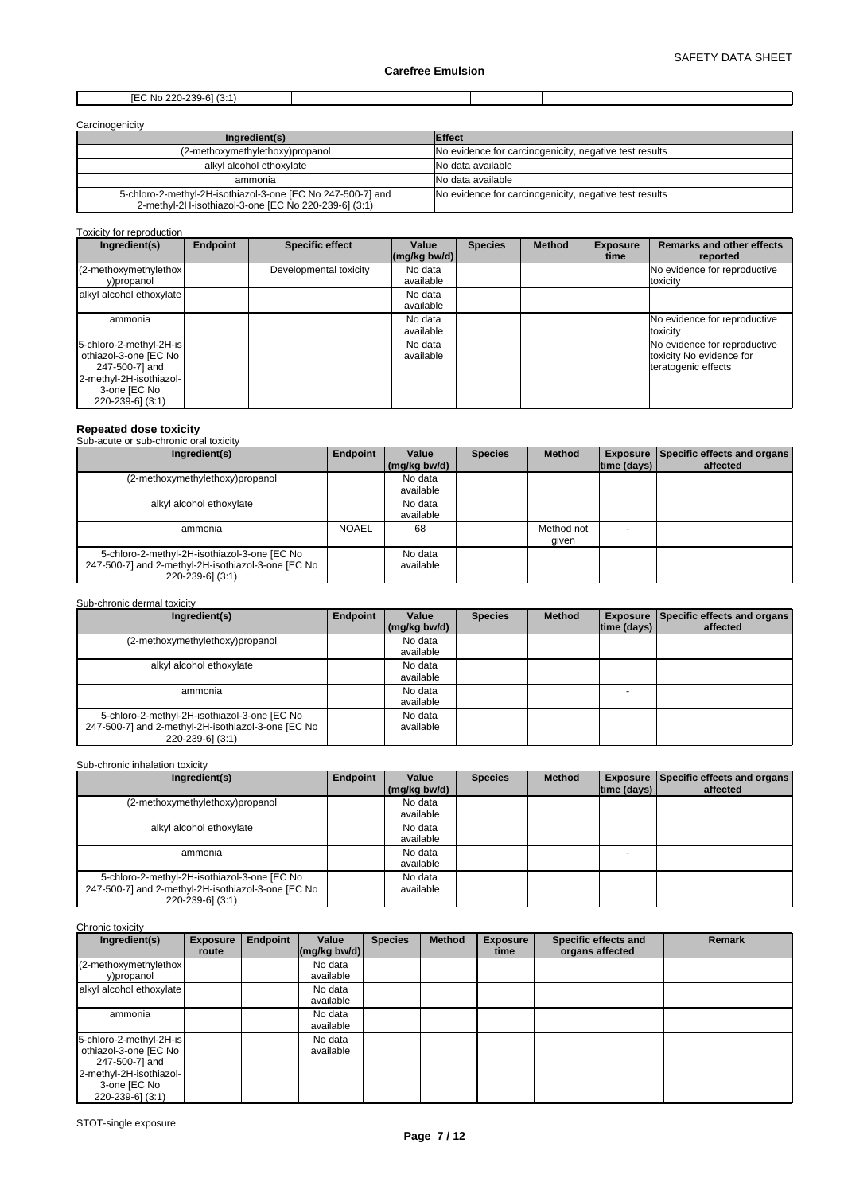| [EC No 220-239-6] (3:1) | | | | |
|---|---|---|---|---|

Carcinogenicity

| Ingredient(s) | Effect |
|---|---|
| (2-methoxymethylethoxy)propanol | No evidence for carcinogenicity, negative test results |
| alkyl alcohol ethoxylate | No data available |
| ammonia | No data available |
| 5-chloro-2-methyl-2H-isothiazol-3-one [EC No 247-500-7] and 2-methyl-2H-isothiazol-3-one [EC No 220-239-6] (3:1) | No evidence for carcinogenicity, negative test results |

Toxicity for reproduction

| Ingredient(s) | Endpoint | Specific effect | Value (mg/kg bw/d) | Species | Method | Exposure time | Remarks and other effects reported |
|---|---|---|---|---|---|---|---|
| (2-methoxymethylethoxy)propanol | | Developmental toxicity | No data available | | | | No evidence for reproductive toxicity |
| alkyl alcohol ethoxylate | | | No data available | | | | |
| ammonia | | | No data available | | | | No evidence for reproductive toxicity |
| 5-chloro-2-methyl-2H-isothiazol-3-one [EC No 247-500-7] and 2-methyl-2H-isothiazol-3-one [EC No 220-239-6] (3:1) | | | No data available | | | | No evidence for reproductive toxicity No evidence for teratogenic effects |

### Repeated dose toxicity

Sub-acute or sub-chronic oral toxicity

| Ingredient(s) | Endpoint | Value (mg/kg bw/d) | Species | Method | Exposure time (days) | Specific effects and organs affected |
|---|---|---|---|---|---|---|
| (2-methoxymethylethoxy)propanol | | No data available | | | | |
| alkyl alcohol ethoxylate | | No data available | | | | |
| ammonia | NOAEL | 68 | | Method not given | - | |
| 5-chloro-2-methyl-2H-isothiazol-3-one [EC No 247-500-7] and 2-methyl-2H-isothiazol-3-one [EC No 220-239-6] (3:1) | | No data available | | | | |

Sub-chronic dermal toxicity

| Ingredient(s) | Endpoint | Value (mg/kg bw/d) | Species | Method | Exposure time (days) | Specific effects and organs affected |
|---|---|---|---|---|---|---|
| (2-methoxymethylethoxy)propanol | | No data available | | | | |
| alkyl alcohol ethoxylate | | No data available | | | | |
| ammonia | | No data available | | | - | |
| 5-chloro-2-methyl-2H-isothiazol-3-one [EC No 247-500-7] and 2-methyl-2H-isothiazol-3-one [EC No 220-239-6] (3:1) | | No data available | | | | |

Sub-chronic inhalation toxicity

| Ingredient(s) | Endpoint | Value (mg/kg bw/d) | Species | Method | Exposure time (days) | Specific effects and organs affected |
|---|---|---|---|---|---|---|
| (2-methoxymethylethoxy)propanol | | No data available | | | | |
| alkyl alcohol ethoxylate | | No data available | | | | |
| ammonia | | No data available | | | - | |
| 5-chloro-2-methyl-2H-isothiazol-3-one [EC No 247-500-7] and 2-methyl-2H-isothiazol-3-one [EC No 220-239-6] (3:1) | | No data available | | | | |

Chronic toxicity

| Ingredient(s) | Exposure route | Endpoint | Value (mg/kg bw/d) | Species | Method | Exposure time | Specific effects and organs affected | Remark |
|---|---|---|---|---|---|---|---|---|
| (2-methoxymethylethoxy)propanol | | | No data available | | | | | |
| alkyl alcohol ethoxylate | | | No data available | | | | | |
| ammonia | | | No data available | | | | | |
| 5-chloro-2-methyl-2H-isothiazol-3-one [EC No 247-500-7] and 2-methyl-2H-isothiazol-3-one [EC No 220-239-6] (3:1) | | | No data available | | | | | |

STOT-single exposure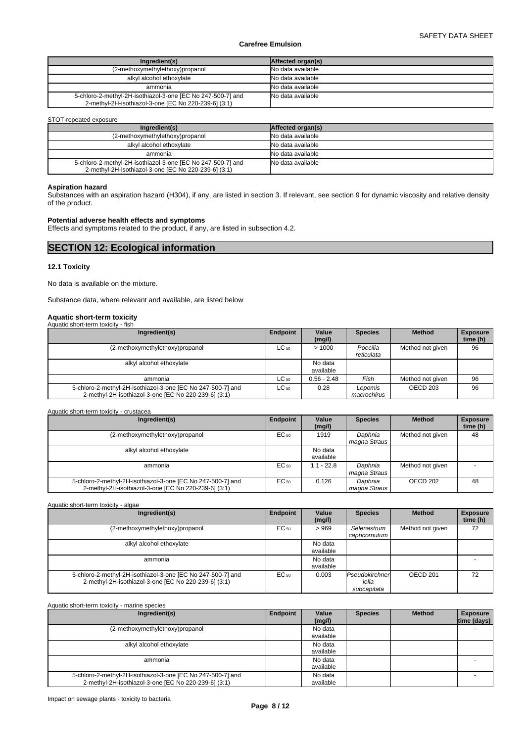| Ingredient(s) | Affected organ(s) |
| --- | --- |
| (2-methoxymethylethoxy)propanol | No data available |
| alkyl alcohol ethoxylate | No data available |
| ammonia | No data available |
| 5-chloro-2-methyl-2H-isothiazol-3-one [EC No 247-500-7] and 2-methyl-2H-isothiazol-3-one [EC No 220-239-6] (3:1) | No data available |

STOT-repeated exposure

| Ingredient(s) | Affected organ(s) |
| --- | --- |
| (2-methoxymethylethoxy)propanol | No data available |
| alkyl alcohol ethoxylate | No data available |
| ammonia | No data available |
| 5-chloro-2-methyl-2H-isothiazol-3-one [EC No 247-500-7] and 2-methyl-2H-isothiazol-3-one [EC No 220-239-6] (3:1) | No data available |

**Aspiration hazard**

Substances with an aspiration hazard (H304), if any, are listed in section 3. If relevant, see section 9 for dynamic viscosity and relative density of the product.

**Potential adverse health effects and symptoms**

Effects and symptoms related to the product, if any, are listed in subsection 4.2.

# SECTION 12: Ecological information

### 12.1 Toxicity

No data is available on the mixture.

Substance data, where relevant and available, are listed below

**Aquatic short-term toxicity**

Aquatic short-term toxicity - fish

| Ingredient(s) | Endpoint | Value (mg/l) | Species | Method | Exposure time (h) |
| --- | --- | --- | --- | --- | --- |
| (2-methoxymethylethoxy)propanol | $LC_{50}$ | > 1000 | *Poecilia reticulata* | Method not given | 96 |
| alkyl alcohol ethoxylate | | No data available | | | |
| ammonia | $LC_{50}$ | 0.56 - 2.48 | *Fish* | Method not given | 96 |
| 5-chloro-2-methyl-2H-isothiazol-3-one [EC No 247-500-7] and 2-methyl-2H-isothiazol-3-one [EC No 220-239-6] (3:1) | $LC_{50}$ | 0.28 | *Lepomis macrochirus* | OECD 203 | 96 |

Aquatic short-term toxicity - crustacea

| Ingredient(s) | Endpoint | Value (mg/l) | Species | Method | Exposure time (h) |
| --- | --- | --- | --- | --- | --- |
| (2-methoxymethylethoxy)propanol | $EC_{50}$ | 1919 | *Daphnia magna Straus* | Method not given | 48 |
| alkyl alcohol ethoxylate | | No data available | | | |
| ammonia | $EC_{50}$ | 1.1 - 22.8 | *Daphnia magna Straus* | Method not given | - |
| 5-chloro-2-methyl-2H-isothiazol-3-one [EC No 247-500-7] and 2-methyl-2H-isothiazol-3-one [EC No 220-239-6] (3:1) | $EC_{50}$ | 0.126 | *Daphnia magna Straus* | OECD 202 | 48 |

Aquatic short-term toxicity - algae

| Ingredient(s) | Endpoint | Value (mg/l) | Species | Method | Exposure time (h) |
| --- | --- | --- | --- | --- | --- |
| (2-methoxymethylethoxy)propanol | $EC_{50}$ | > 969 | *Selenastrum capricornutum* | Method not given | 72 |
| alkyl alcohol ethoxylate | | No data available | | | |
| ammonia | | No data available | | | - |
| 5-chloro-2-methyl-2H-isothiazol-3-one [EC No 247-500-7] and 2-methyl-2H-isothiazol-3-one [EC No 220-239-6] (3:1) | $EC_{50}$ | 0.003 | *Pseudokirchneriella subcapitata* | OECD 201 | 72 |

Aquatic short-term toxicity - marine species

| Ingredient(s) | Endpoint | Value (mg/l) | Species | Method | Exposure time (days) |
| --- | --- | --- | --- | --- | --- |
| (2-methoxymethylethoxy)propanol | | No data available | | | - |
| alkyl alcohol ethoxylate | | No data available | | | |
| ammonia | | No data available | | | - |
| 5-chloro-2-methyl-2H-isothiazol-3-one [EC No 247-500-7] and 2-methyl-2H-isothiazol-3-one [EC No 220-239-6] (3:1) | | No data available | | | - |

Impact on sewage plants - toxicity to bacteria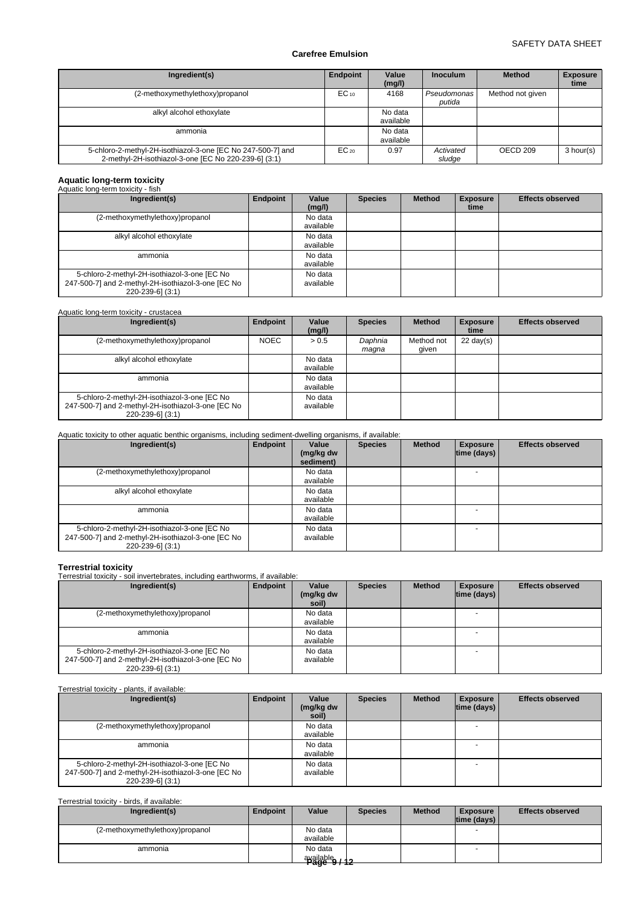| Ingredient(s) | Endpoint | Value (mg/l) | Inoculum | Method | Exposure time |
|---|---|---|---|---|---|
| (2-methoxymethylethoxy)propanol | $EC_{10}$ | 4168 | *Pseudomonas putida* | Method not given | |
| alkyl alcohol ethoxylate | | No data available | | | |
| ammonia | | No data available | | | |
| 5-chloro-2-methyl-2H-isothiazol-3-one [EC No 247-500-7] and 2-methyl-2H-isothiazol-3-one [EC No 220-239-6] (3:1) | $EC_{20}$ | 0.97 | *Activated sludge* | OECD 209 | 3 hour(s) |

## Aquatic long-term toxicity

Aquatic long-term toxicity - fish

| Ingredient(s) | Endpoint | Value (mg/l) | Species | Method | Exposure time | Effects observed |
|---|---|---|---|---|---|---|
| (2-methoxymethylethoxy)propanol | | No data available | | | | |
| alkyl alcohol ethoxylate | | No data available | | | | |
| ammonia | | No data available | | | | |
| 5-chloro-2-methyl-2H-isothiazol-3-one [EC No 247-500-7] and 2-methyl-2H-isothiazol-3-one [EC No 220-239-6] (3:1) | | No data available | | | | |

Aquatic long-term toxicity - crustacea

| Ingredient(s) | Endpoint | Value (mg/l) | Species | Method | Exposure time | Effects observed |
|---|---|---|---|---|---|---|
| (2-methoxymethylethoxy)propanol | NOEC | > 0.5 | *Daphnia magna* | Method not given | 22 day(s) | |
| alkyl alcohol ethoxylate | | No data available | | | | |
| ammonia | | No data available | | | | |
| 5-chloro-2-methyl-2H-isothiazol-3-one [EC No 247-500-7] and 2-methyl-2H-isothiazol-3-one [EC No 220-239-6] (3:1) | | No data available | | | | |

Aquatic toxicity to other aquatic benthic organisms, including sediment-dwelling organisms, if available:

| Ingredient(s) | Endpoint | Value (mg/kg dw sediment) | Species | Method | Exposure time (days) | Effects observed |
|---|---|---|---|---|---|---|
| (2-methoxymethylethoxy)propanol | | No data available | | | - | |
| alkyl alcohol ethoxylate | | No data available | | | | |
| ammonia | | No data available | | | - | |
| 5-chloro-2-methyl-2H-isothiazol-3-one [EC No 247-500-7] and 2-methyl-2H-isothiazol-3-one [EC No 220-239-6] (3:1) | | No data available | | | - | |

## Terrestrial toxicity

Terrestrial toxicity - soil invertebrates, including earthworms, if available:

| Ingredient(s) | Endpoint | Value (mg/kg dw soil) | Species | Method | Exposure time (days) | Effects observed |
|---|---|---|---|---|---|---|
| (2-methoxymethylethoxy)propanol | | No data available | | | - | |
| ammonia | | No data available | | | - | |
| 5-chloro-2-methyl-2H-isothiazol-3-one [EC No 247-500-7] and 2-methyl-2H-isothiazol-3-one [EC No 220-239-6] (3:1) | | No data available | | | - | |

Terrestrial toxicity - plants, if available:

| Ingredient(s) | Endpoint | Value (mg/kg dw soil) | Species | Method | Exposure time (days) | Effects observed |
|---|---|---|---|---|---|---|
| (2-methoxymethylethoxy)propanol | | No data available | | | - | |
| ammonia | | No data available | | | - | |
| 5-chloro-2-methyl-2H-isothiazol-3-one [EC No 247-500-7] and 2-methyl-2H-isothiazol-3-one [EC No 220-239-6] (3:1) | | No data available | | | - | |

Terrestrial toxicity - birds, if available:

| Ingredient(s) | Endpoint | Value | Species | Method | Exposure time (days) | Effects observed |
|---|---|---|---|---|---|---|
| (2-methoxymethylethoxy)propanol | | No data available | | | - | |
| ammonia | | No data available | | | - | |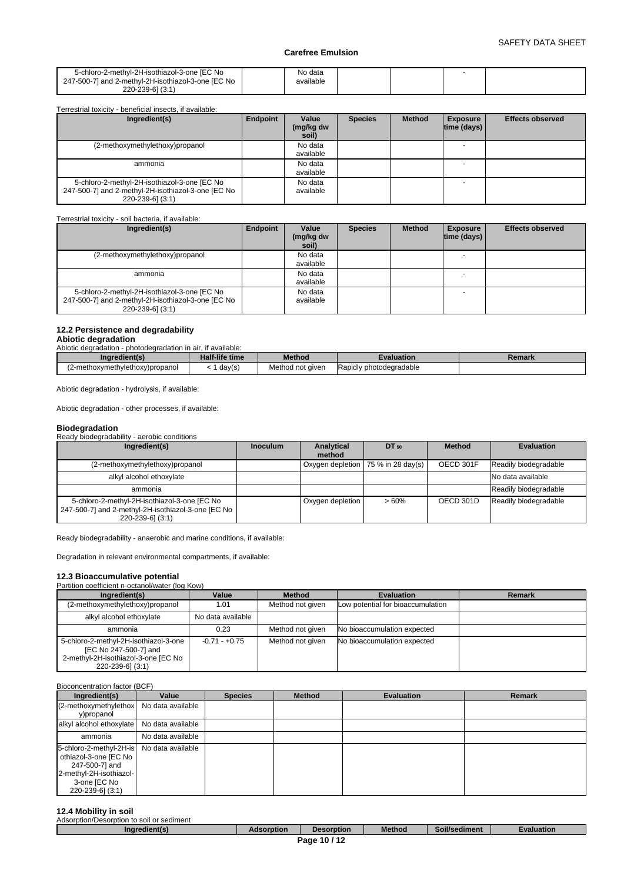| 5-chloro-2-methyl-2H-isothiazol-3-one [EC No 247-500-7] and 2-methyl-2H-isothiazol-3-one [EC No 220-239-6] (3:1) | | No data available | | | - | |
|---|---|---|---|---|---|---|

Terrestrial toxicity - beneficial insects, if available:

| Ingredient(s) | Endpoint | Value (mg/kg dw soil) | Species | Method | Exposure time (days) | Effects observed |
|---|---|---|---|---|---|---|
| (2-methoxymethylethoxy)propanol | | No data available | | | - | |
| ammonia | | No data available | | | - | |
| 5-chloro-2-methyl-2H-isothiazol-3-one [EC No 247-500-7] and 2-methyl-2H-isothiazol-3-one [EC No 220-239-6] (3:1) | | No data available | | | - | |

Terrestrial toxicity - soil bacteria, if available:

| Ingredient(s) | Endpoint | Value (mg/kg dw soil) | Species | Method | Exposure time (days) | Effects observed |
|---|---|---|---|---|---|---|
| (2-methoxymethylethoxy)propanol | | No data available | | | - | |
| ammonia | | No data available | | | - | |
| 5-chloro-2-methyl-2H-isothiazol-3-one [EC No 247-500-7] and 2-methyl-2H-isothiazol-3-one [EC No 220-239-6] (3:1) | | No data available | | | - | |

### 12.2 Persistence and degradability

**Abiotic degradation**

Abiotic degradation - photodegradation in air, if available:

| Ingredient(s) | Half-life time | Method | Evaluation | Remark |
|---|---|---|---|---|
| (2-methoxymethylethoxy)propanol | < 1 day(s) | Method not given | Rapidly photodegradable | |

Abiotic degradation - hydrolysis, if available:

Abiotic degradation - other processes, if available:

**Biodegradation**

Ready biodegradability - aerobic conditions

| Ingredient(s) | Inoculum | Analytical method | $DT_{50}$ | Method | Evaluation |
|---|---|---|---|---|---|
| (2-methoxymethylethoxy)propanol | | Oxygen depletion | 75 % in 28 day(s) | OECD 301F | Readily biodegradable |
| alkyl alcohol ethoxylate | | | | | No data available |
| ammonia | | | | | Readily biodegradable |
| 5-chloro-2-methyl-2H-isothiazol-3-one [EC No 247-500-7] and 2-methyl-2H-isothiazol-3-one [EC No 220-239-6] (3:1) | | Oxygen depletion | > 60% | OECD 301D | Readily biodegradable |

Ready biodegradability - anaerobic and marine conditions, if available:

Degradation in relevant environmental compartments, if available:

### 12.3 Bioaccumulative potential

Partition coefficient n-octanol/water (log Kow)

| Ingredient(s) | Value | Method | Evaluation | Remark |
|---|---|---|---|---|
| (2-methoxymethylethoxy)propanol | 1.01 | Method not given | Low potential for bioaccumulation | |
| alkyl alcohol ethoxylate | No data available | | | |
| ammonia | 0.23 | Method not given | No bioaccumulation expected | |
| 5-chloro-2-methyl-2H-isothiazol-3-one [EC No 247-500-7] and 2-methyl-2H-isothiazol-3-one [EC No 220-239-6] (3:1) | -0.71 - +0.75 | Method not given | No bioaccumulation expected | |

Bioconcentration factor (BCF)

| Ingredient(s) | Value | Species | Method | Evaluation | Remark |
|---|---|---|---|---|---|
| (2-methoxymethylethoxy)propanol | No data available | | | | |
| alkyl alcohol ethoxylate | No data available | | | | |
| ammonia | No data available | | | | |
| 5-chloro-2-methyl-2H-isothiazol-3-one [EC No 247-500-7] and 2-methyl-2H-isothiazol-3-one [EC No 220-239-6] (3:1) | No data available | | | | |

### 12.4 Mobility in soil

Adsorption/Desorption to soil or sediment

| Ingredient(s) | Adsorption | Desorption | Method | Soil/sediment | Evaluation |
|---|---|---|---|---|---|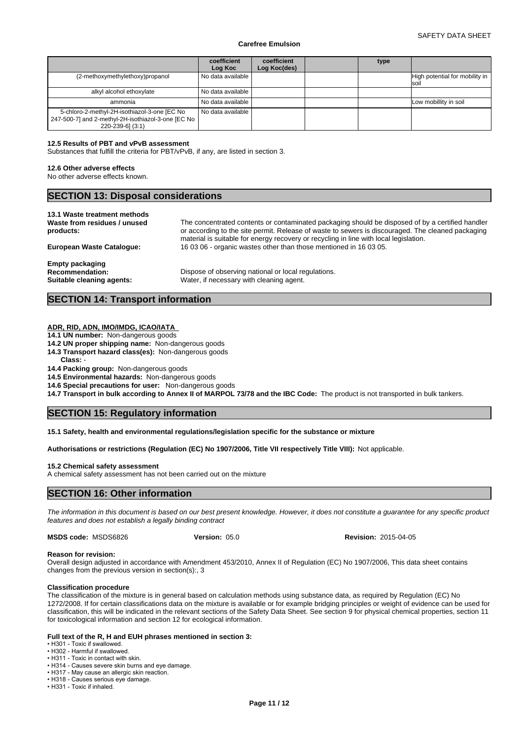| | coefficient Log Koc | coefficient Log Koc(des) | | type | |
|---|---|---|---|---|---|
| (2-methoxymethylethoxy)propanol | No data available | | | | High potential for mobility in soil |
| alkyl alcohol ethoxylate | No data available | | | | |
| ammonia | No data available | | | | Low mobillity in soil |
| 5-chloro-2-methyl-2H-isothiazol-3-one [EC No 247-500-7] and 2-methyl-2H-isothiazol-3-one [EC No 220-239-6] (3:1) | No data available | | | | |

**12.5 Results of PBT and vPvB assessment**

Substances that fulfill the criteria for PBT/vPvB, if any, are listed in section 3.

**12.6 Other adverse effects**

No other adverse effects known.

## SECTION 13: Disposal considerations

**13.1 Waste treatment methods**

**Waste from residues / unused products:** The concentrated contents or contaminated packaging should be disposed of by a certified handler or according to the site permit. Release of waste to sewers is discouraged. The cleaned packaging material is suitable for energy recovery or recycling in line with local legislation.

**European Waste Catalogue:** 16 03 06 - organic wastes other than those mentioned in 16 03 05.

**Empty packaging**

**Recommendation:** Dispose of observing national or local regulations.

**Suitable cleaning agents:** Water, if necessary with cleaning agent.

## SECTION 14: Transport information

**ADR, RID, ADN, IMO/IMDG, ICAO/IATA**

**14.1 UN number:** Non-dangerous goods

**14.2 UN proper shipping name:** Non-dangerous goods

**14.3 Transport hazard class(es):** Non-dangerous goods

**Class:** -

**14.4 Packing group:** Non-dangerous goods

**14.5 Environmental hazards:** Non-dangerous goods

**14.6 Special precautions for user:** Non-dangerous goods

**14.7 Transport in bulk according to Annex II of MARPOL 73/78 and the IBC Code:** The product is not transported in bulk tankers.

## SECTION 15: Regulatory information

**15.1 Safety, health and environmental regulations/legislation specific for the substance or mixture**

**Authorisations or restrictions (Regulation (EC) No 1907/2006, Title VII respectively Title VIII):** Not applicable.

**15.2 Chemical safety assessment**

A chemical safety assessment has not been carried out on the mixture

## SECTION 16: Other information

*The information in this document is based on our best present knowledge. However, it does not constitute a guarantee for any specific product features and does not establish a legally binding contract*

**MSDS code:** MSDS6826 **Version:** 05.0 **Revision:** 2015-04-05

**Reason for revision:**

Overall design adjusted in accordance with Amendment 453/2010, Annex II of Regulation (EC) No 1907/2006, This data sheet contains changes from the previous version in section(s):, 3

**Classification procedure**

The classification of the mixture is in general based on calculation methods using substance data, as required by Regulation (EC) No 1272/2008. If for certain classifications data on the mixture is available or for example bridging principles or weight of evidence can be used for classification, this will be indicated in the relevant sections of the Safety Data Sheet. See section 9 for physical chemical properties, section 11 for toxicological information and section 12 for ecological information.

**Full text of the R, H and EUH phrases mentioned in section 3:**

- H301 - Toxic if swallowed.
- H302 - Harmful if swallowed.
- H311 - Toxic in contact with skin.
- H314 - Causes severe skin burns and eye damage.
- H317 - May cause an allergic skin reaction.
- H318 - Causes serious eye damage.
- H331 - Toxic if inhaled.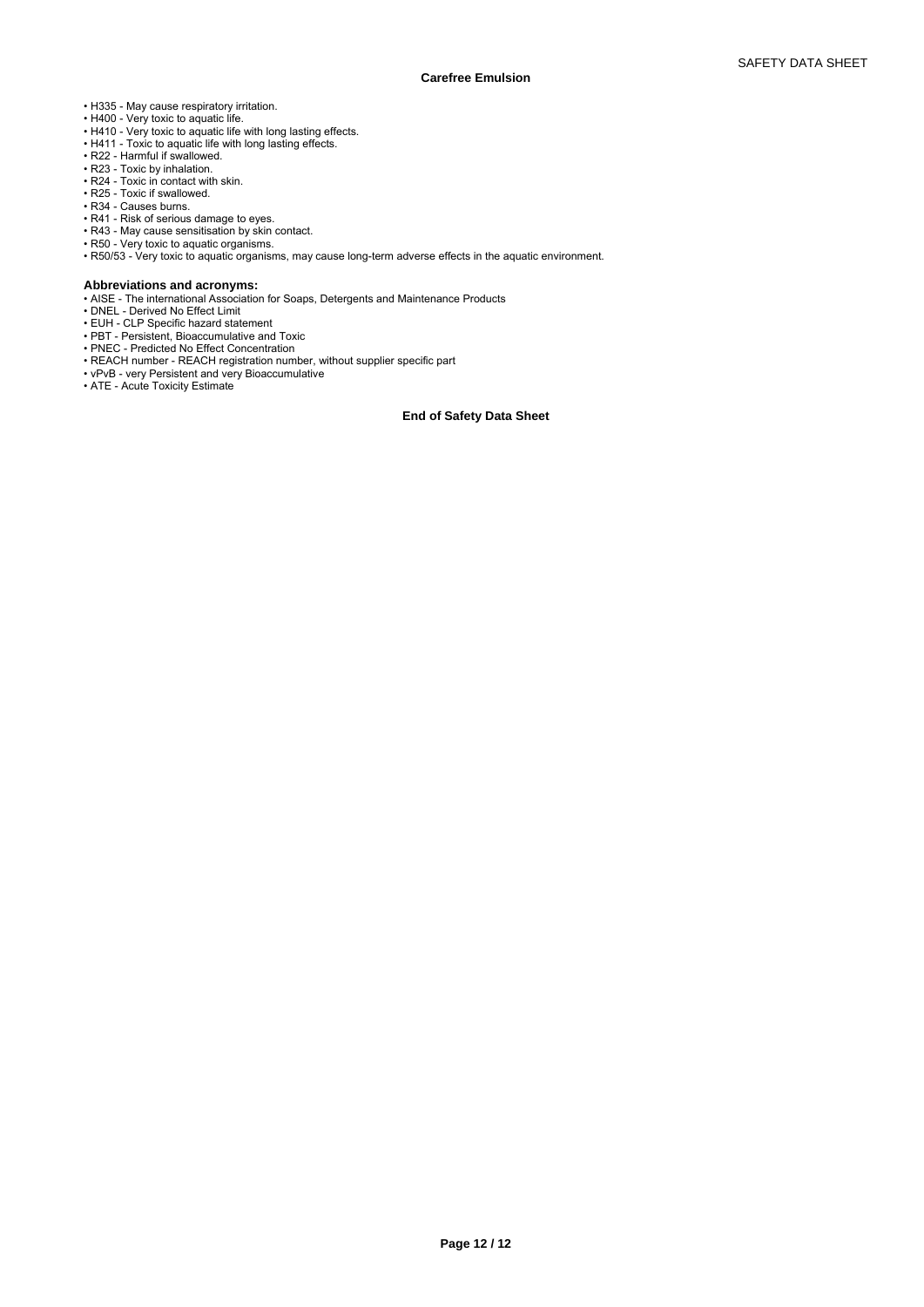- H335 - May cause respiratory irritation.
- H400 - Very toxic to aquatic life.
- H410 - Very toxic to aquatic life with long lasting effects.
- H411 - Toxic to aquatic life with long lasting effects.
- R22 - Harmful if swallowed.
- R23 - Toxic by inhalation.
- R24 - Toxic in contact with skin.
- R25 - Toxic if swallowed.
- R34 - Causes burns.
- R41 - Risk of serious damage to eyes.
- R43 - May cause sensitisation by skin contact.
- R50 - Very toxic to aquatic organisms.
- R50/53 - Very toxic to aquatic organisms, may cause long-term adverse effects in the aquatic environment.

**Abbreviations and acronyms:**

- AISE - The international Association for Soaps, Detergents and Maintenance Products
- DNEL - Derived No Effect Limit
- EUH - CLP Specific hazard statement
- PBT - Persistent, Bioaccumulative and Toxic
- PNEC - Predicted No Effect Concentration
- REACH number - REACH registration number, without supplier specific part
- vPvB - very Persistent and very Bioaccumulative
- ATE - Acute Toxicity Estimate

**End of Safety Data Sheet**